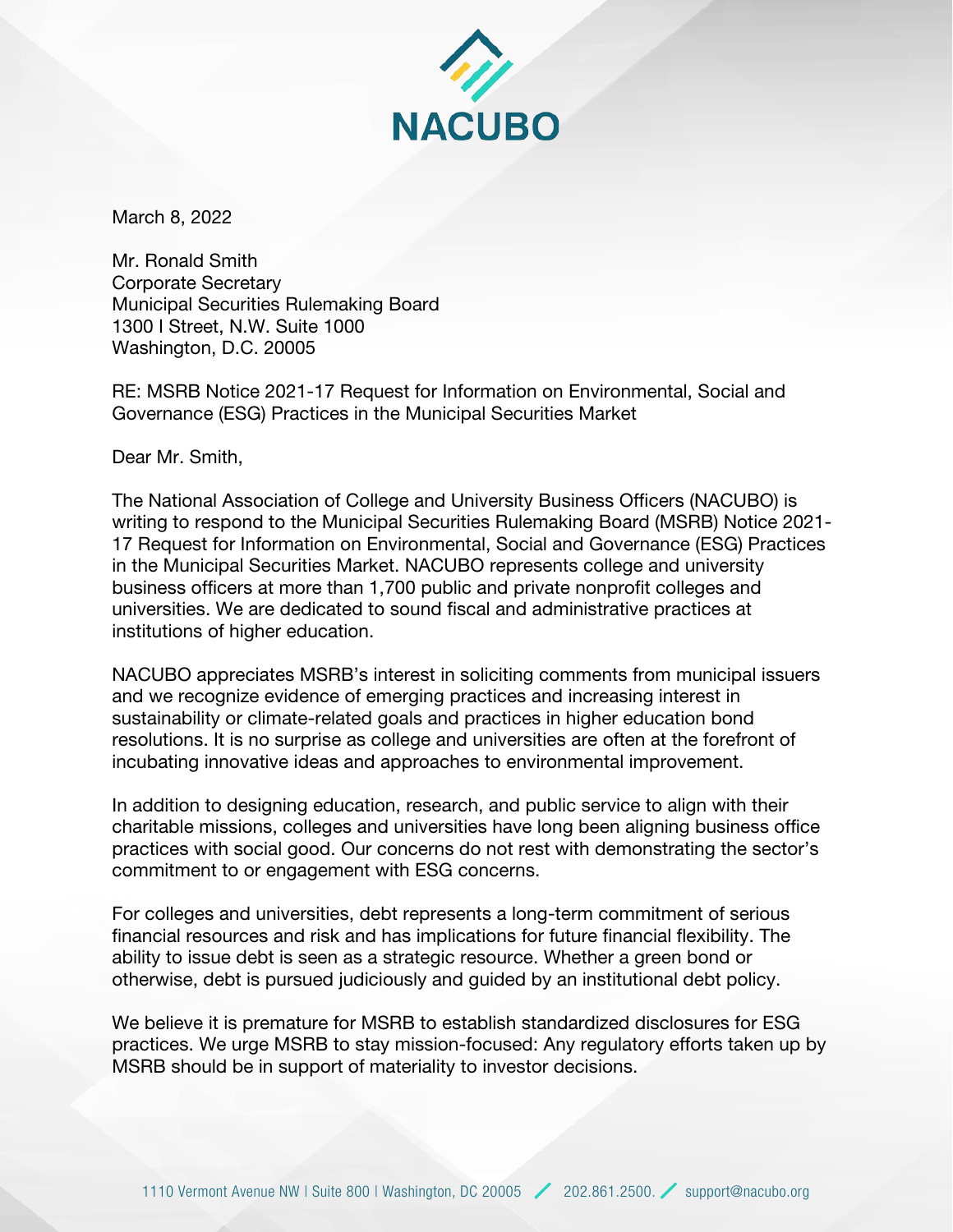NACUBO

March 8, 2022

Mr. Ronald Smith
Corporate Secretary
Municipal Securities Rulemaking Board
1300 I Street, N.W. Suite 1000
Washington, D.C. 20005

RE: MSRB Notice 2021-17 Request for Information on Environmental, Social and Governance (ESG) Practices in the Municipal Securities Market

Dear Mr. Smith,

The National Association of College and University Business Officers (NACUBO) is writing to respond to the Municipal Securities Rulemaking Board (MSRB) Notice 2021-17 Request for Information on Environmental, Social and Governance (ESG) Practices in the Municipal Securities Market. NACUBO represents college and university business officers at more than 1,700 public and private nonprofit colleges and universities. We are dedicated to sound fiscal and administrative practices at institutions of higher education.

NACUBO appreciates MSRB's interest in soliciting comments from municipal issuers and we recognize evidence of emerging practices and increasing interest in sustainability or climate-related goals and practices in higher education bond resolutions. It is no surprise as college and universities are often at the forefront of incubating innovative ideas and approaches to environmental improvement.

In addition to designing education, research, and public service to align with their charitable missions, colleges and universities have long been aligning business office practices with social good. Our concerns do not rest with demonstrating the sector's commitment to or engagement with ESG concerns.

For colleges and universities, debt represents a long-term commitment of serious financial resources and risk and has implications for future financial flexibility. The ability to issue debt is seen as a strategic resource. Whether a green bond or otherwise, debt is pursued judiciously and guided by an institutional debt policy.

We believe it is premature for MSRB to establish standardized disclosures for ESG practices. We urge MSRB to stay mission-focused: Any regulatory efforts taken up by MSRB should be in support of materiality to investor decisions.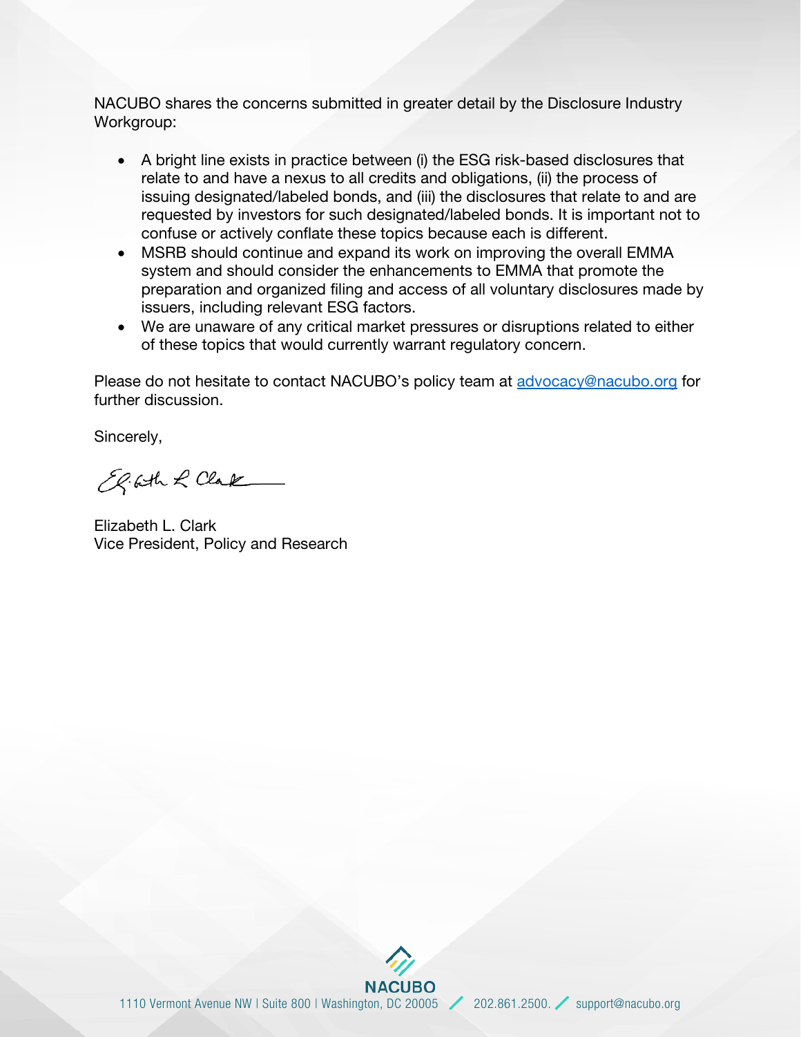NACUBO shares the concerns submitted in greater detail by the Disclosure Industry Workgroup:

- A bright line exists in practice between (i) the ESG risk-based disclosures that relate to and have a nexus to all credits and obligations, (ii) the process of issuing designated/labeled bonds, and (iii) the disclosures that relate to and are requested by investors for such designated/labeled bonds. It is important not to confuse or actively conflate these topics because each is different.
- MSRB should continue and expand its work on improving the overall EMMA system and should consider the enhancements to EMMA that promote the preparation and organized filing and access of all voluntary disclosures made by issuers, including relevant ESG factors.
- We are unaware of any critical market pressures or disruptions related to either of these topics that would currently warrant regulatory concern.

Please do not hesitate to contact NACUBO's policy team at advocacy@nacubo.org for further discussion.

Sincerely,

Elizabeth L. Clark
Vice President, Policy and Research